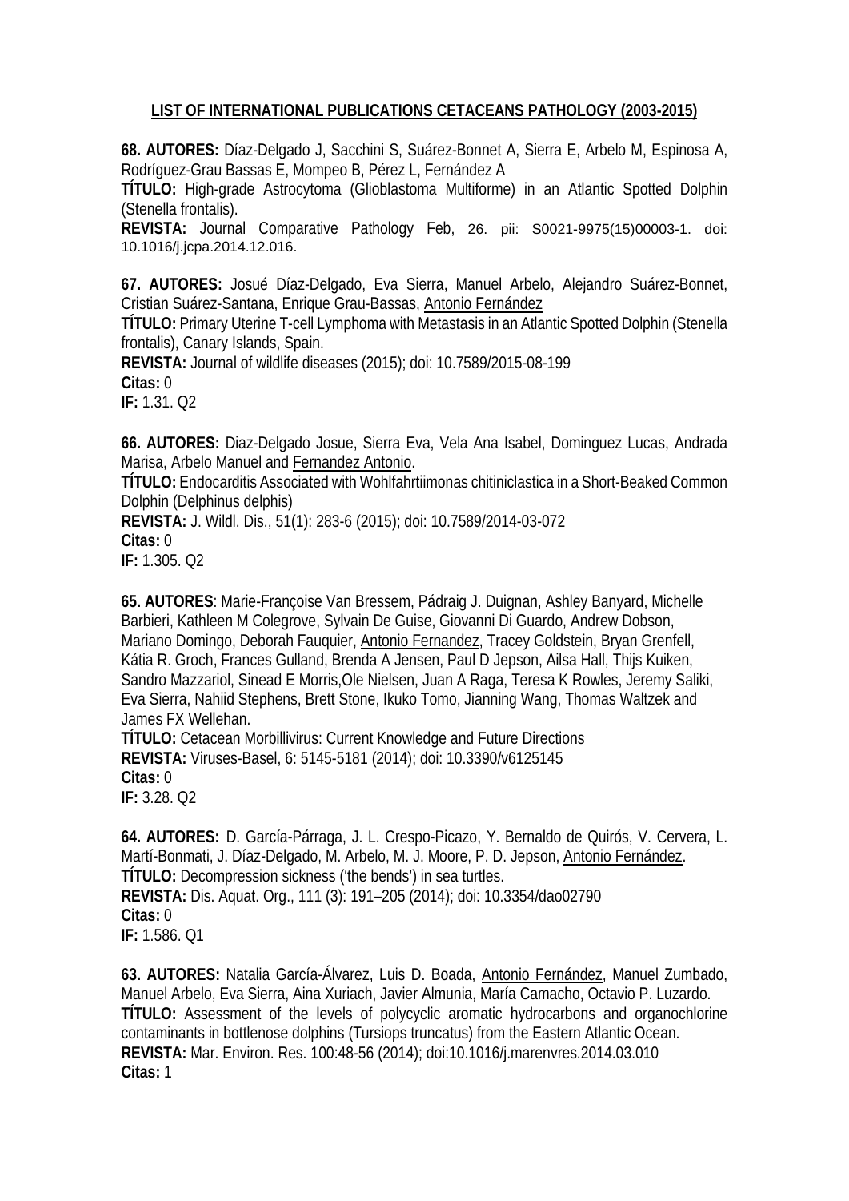**LIST OF INTERNATIONAL PUBLICATIONS CETACEANS PATHOLOGY (2003-2015)**

**68. AUTORES:** Díaz-Delgado J, Sacchini S, Suárez-Bonnet A, Sierra E, Arbelo M, Espinosa A, Rodríguez-Grau Bassas E, Mompeo B, Pérez L, Fernández A
**TÍTULO:** High-grade Astrocytoma (Glioblastoma Multiforme) in an Atlantic Spotted Dolphin (Stenella frontalis).
**REVISTA:** Journal Comparative Pathology Feb, 26. pii: S0021-9975(15)00003-1. doi: 10.1016/j.jcpa.2014.12.016.

**67. AUTORES:** Josué Díaz-Delgado, Eva Sierra, Manuel Arbelo, Alejandro Suárez-Bonnet, Cristian Suárez-Santana, Enrique Grau-Bassas, Antonio Fernández
**TÍTULO:** Primary Uterine T-cell Lymphoma with Metastasis in an Atlantic Spotted Dolphin (Stenella frontalis), Canary Islands, Spain.
**REVISTA:** Journal of wildlife diseases (2015); doi: 10.7589/2015-08-199
**Citas:** 0
**IF:** 1.31. Q2

**66. AUTORES:** Diaz-Delgado Josue, Sierra Eva, Vela Ana Isabel, Dominguez Lucas, Andrada Marisa, Arbelo Manuel and Fernandez Antonio.
**TÍTULO:** Endocarditis Associated with Wohlfahrtiimonas chitiniclastica in a Short-Beaked Common Dolphin (Delphinus delphis)
**REVISTA:** J. Wildl. Dis., 51(1): 283-6 (2015); doi: 10.7589/2014-03-072
**Citas:** 0
**IF:** 1.305. Q2

**65. AUTORES**: Marie-Françoise Van Bressem, Pádraig J. Duignan, Ashley Banyard, Michelle Barbieri, Kathleen M Colegrove, Sylvain De Guise, Giovanni Di Guardo, Andrew Dobson, Mariano Domingo, Deborah Fauquier, Antonio Fernandez, Tracey Goldstein, Bryan Grenfell, Kátia R. Groch, Frances Gulland, Brenda A Jensen, Paul D Jepson, Ailsa Hall, Thijs Kuiken, Sandro Mazzariol, Sinead E Morris,Ole Nielsen, Juan A Raga, Teresa K Rowles, Jeremy Saliki, Eva Sierra, Nahiid Stephens, Brett Stone, Ikuko Tomo, Jianning Wang, Thomas Waltzek and James FX Wellehan.
**TÍTULO:** Cetacean Morbillivirus: Current Knowledge and Future Directions
**REVISTA:** Viruses-Basel, 6: 5145-5181 (2014); doi: 10.3390/v6125145
**Citas:** 0
**IF:** 3.28. Q2

**64. AUTORES:** D. García-Párraga, J. L. Crespo-Picazo, Y. Bernaldo de Quirós, V. Cervera, L. Martí-Bonmati, J. Díaz-Delgado, M. Arbelo, M. J. Moore, P. D. Jepson, Antonio Fernández.
**TÍTULO:** Decompression sickness ('the bends') in sea turtles.
**REVISTA:** Dis. Aquat. Org., 111 (3): 191–205 (2014); doi: 10.3354/dao02790
**Citas:** 0
**IF:** 1.586. Q1

**63. AUTORES:** Natalia García-Álvarez, Luis D. Boada, Antonio Fernández, Manuel Zumbado, Manuel Arbelo, Eva Sierra, Aina Xuriach, Javier Almunia, María Camacho, Octavio P. Luzardo.
**TÍTULO:** Assessment of the levels of polycyclic aromatic hydrocarbons and organochlorine contaminants in bottlenose dolphins (Tursiops truncatus) from the Eastern Atlantic Ocean.
**REVISTA:** Mar. Environ. Res. 100:48-56 (2014); doi:10.1016/j.marenvres.2014.03.010
**Citas:** 1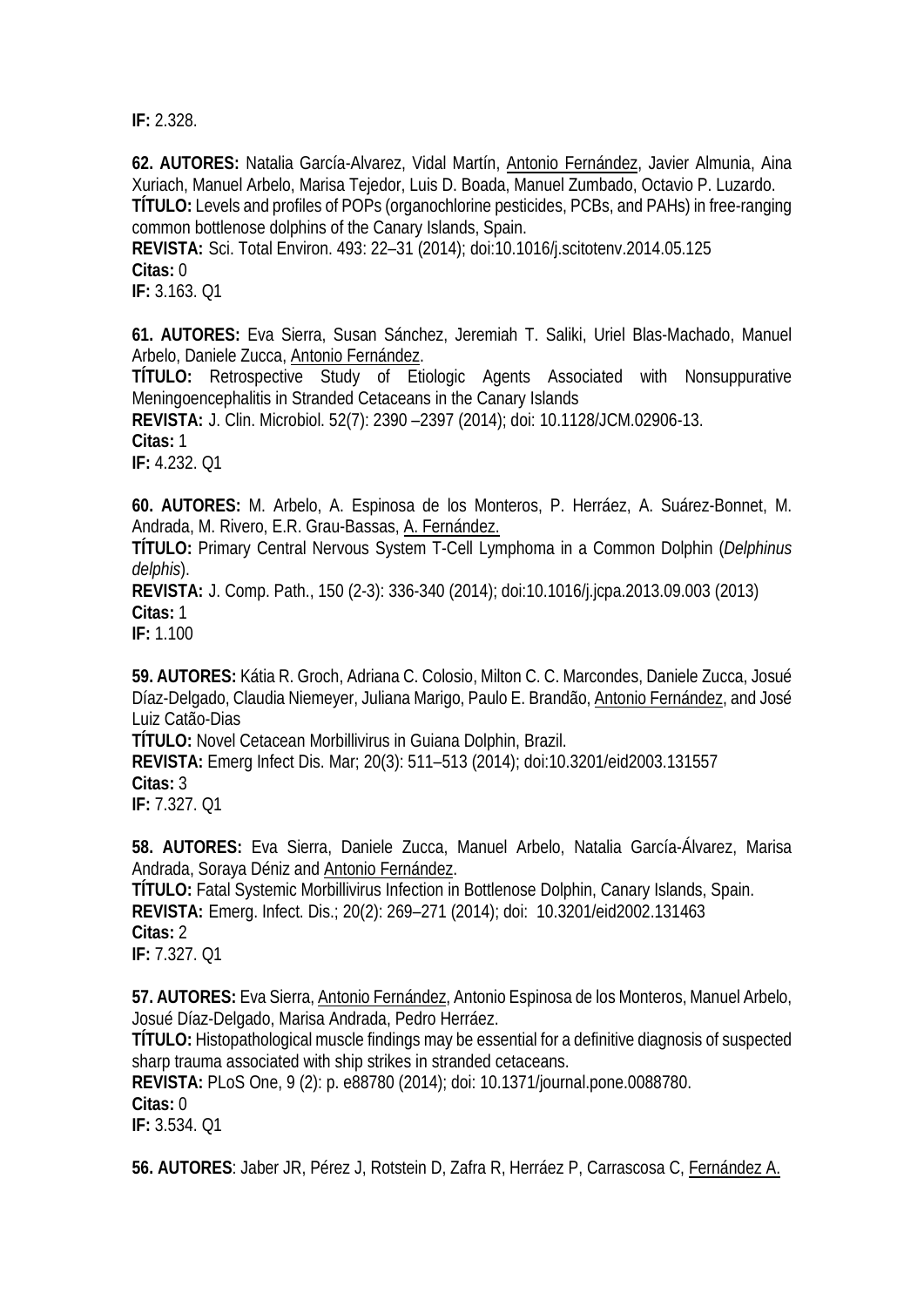**IF:** 2.328.

**62. AUTORES:** Natalia García-Alvarez, Vidal Martín, Antonio Fernández, Javier Almunia, Aina Xuriach, Manuel Arbelo, Marisa Tejedor, Luis D. Boada, Manuel Zumbado, Octavio P. Luzardo.
**TÍTULO:** Levels and profiles of POPs (organochlorine pesticides, PCBs, and PAHs) in free-ranging common bottlenose dolphins of the Canary Islands, Spain.
**REVISTA:** Sci. Total Environ. 493: 22–31 (2014); doi:10.1016/j.scitotenv.2014.05.125
**Citas:** 0
**IF:** 3.163. Q1

**61. AUTORES:** Eva Sierra, Susan Sánchez, Jeremiah T. Saliki, Uriel Blas-Machado, Manuel Arbelo, Daniele Zucca, Antonio Fernández.
**TÍTULO:** Retrospective Study of Etiologic Agents Associated with Nonsuppurative Meningoencephalitis in Stranded Cetaceans in the Canary Islands
**REVISTA:** J. Clin. Microbiol. 52(7): 2390 –2397 (2014); doi: 10.1128/JCM.02906-13.
**Citas:** 1
**IF:** 4.232. Q1

**60. AUTORES:** M. Arbelo, A. Espinosa de los Monteros, P. Herráez, A. Suárez-Bonnet, M. Andrada, M. Rivero, E.R. Grau-Bassas, A. Fernández.
**TÍTULO:** Primary Central Nervous System T-Cell Lymphoma in a Common Dolphin (*Delphinus delphis*).
**REVISTA:** J. Comp. Path., 150 (2-3): 336-340 (2014); doi:10.1016/j.jcpa.2013.09.003 (2013)
**Citas:** 1
**IF:** 1.100

**59. AUTORES:** Kátia R. Groch, Adriana C. Colosio, Milton C. C. Marcondes, Daniele Zucca, Josué Díaz-Delgado, Claudia Niemeyer, Juliana Marigo, Paulo E. Brandão, Antonio Fernández, and José Luiz Catão-Dias
**TÍTULO:** Novel Cetacean Morbillivirus in Guiana Dolphin, Brazil.
**REVISTA:** Emerg Infect Dis. Mar; 20(3): 511–513 (2014); doi:10.3201/eid2003.131557
**Citas:** 3
**IF:** 7.327. Q1

**58. AUTORES:** Eva Sierra, Daniele Zucca, Manuel Arbelo, Natalia García-Álvarez, Marisa Andrada, Soraya Déniz and Antonio Fernández.
**TÍTULO:** Fatal Systemic Morbillivirus Infection in Bottlenose Dolphin, Canary Islands, Spain.
**REVISTA:** Emerg. Infect. Dis.; 20(2): 269–271 (2014); doi: 10.3201/eid2002.131463
**Citas:** 2
**IF:** 7.327. Q1

**57. AUTORES:** Eva Sierra, Antonio Fernández, Antonio Espinosa de los Monteros, Manuel Arbelo, Josué Díaz-Delgado, Marisa Andrada, Pedro Herráez.
**TÍTULO:** Histopathological muscle findings may be essential for a definitive diagnosis of suspected sharp trauma associated with ship strikes in stranded cetaceans.
**REVISTA:** PLoS One, 9 (2): p. e88780 (2014); doi: 10.1371/journal.pone.0088780.
**Citas:** 0
**IF:** 3.534. Q1

**56. AUTORES**: Jaber JR, Pérez J, Rotstein D, Zafra R, Herráez P, Carrascosa C, Fernández A.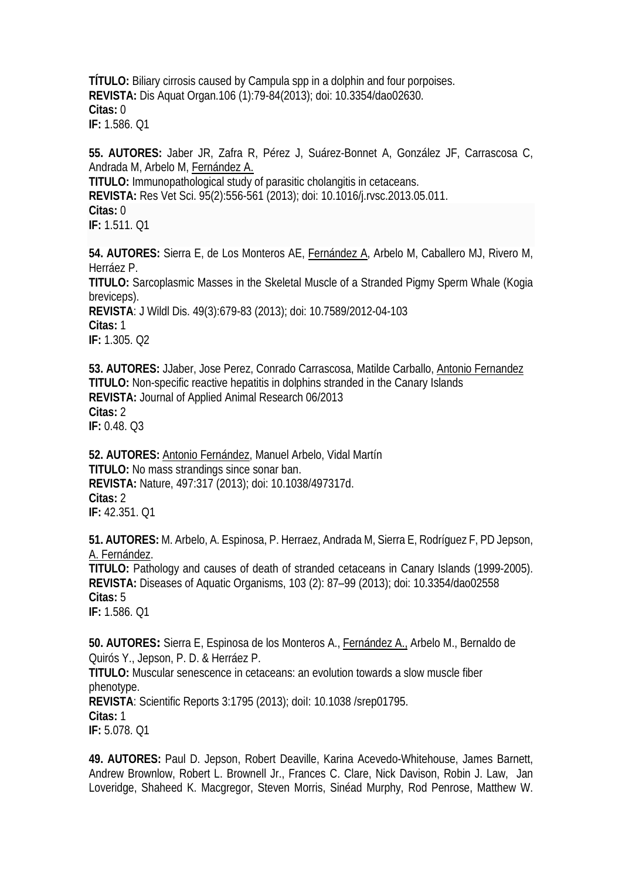**TÍTULO:** Biliary cirrosis caused by Campula spp in a dolphin and four porpoises.
**REVISTA:** Dis Aquat Organ.106 (1):79-84(2013); doi: 10.3354/dao02630.
**Citas:** 0
**IF:** 1.586. Q1

**55. AUTORES:** Jaber JR, Zafra R, Pérez J, Suárez-Bonnet A, González JF, Carrascosa C, Andrada M, Arbelo M, Fernández A.
**TITULO:** Immunopathological study of parasitic cholangitis in cetaceans.
**REVISTA:** Res Vet Sci. 95(2):556-561 (2013); doi: 10.1016/j.rvsc.2013.05.011.
**Citas:** 0
**IF:** 1.511. Q1

**54. AUTORES:** Sierra E, de Los Monteros AE, Fernández A, Arbelo M, Caballero MJ, Rivero M, Herráez P.
**TITULO:** Sarcoplasmic Masses in the Skeletal Muscle of a Stranded Pigmy Sperm Whale (Kogia breviceps).
**REVISTA**: J Wildl Dis. 49(3):679-83 (2013); doi: 10.7589/2012-04-103
**Citas:** 1
**IF:** 1.305. Q2

**53. AUTORES:** JJaber, Jose Perez, Conrado Carrascosa, Matilde Carballo, Antonio Fernandez
**TITULO:** Non-specific reactive hepatitis in dolphins stranded in the Canary Islands
**REVISTA:** Journal of Applied Animal Research 06/2013
**Citas:** 2
**IF:** 0.48. Q3

**52. AUTORES:** Antonio Fernández, Manuel Arbelo, Vidal Martín
**TITULO:** No mass strandings since sonar ban.
**REVISTA:** Nature, 497:317 (2013); doi: 10.1038/497317d.
**Citas:** 2
**IF:** 42.351. Q1

**51. AUTORES:** M. Arbelo, A. Espinosa, P. Herraez, Andrada M, Sierra E, Rodríguez F, PD Jepson, A. Fernández.
**TITULO:** Pathology and causes of death of stranded cetaceans in Canary Islands (1999-2005).
**REVISTA:** Diseases of Aquatic Organisms, 103 (2): 87–99 (2013); doi: 10.3354/dao02558
**Citas:** 5
**IF:** 1.586. Q1

**50. AUTORES:** Sierra E, Espinosa de los Monteros A., Fernández A., Arbelo M., Bernaldo de Quirós Y., Jepson, P. D. & Herráez P.
**TITULO:** Muscular senescence in cetaceans: an evolution towards a slow muscle fiber phenotype.
**REVISTA**: Scientific Reports 3:1795 (2013); doiI: 10.1038 /srep01795.
**Citas:** 1
**IF:** 5.078. Q1

**49. AUTORES:** Paul D. Jepson, Robert Deaville, Karina Acevedo-Whitehouse, James Barnett, Andrew Brownlow, Robert L. Brownell Jr., Frances C. Clare, Nick Davison, Robin J. Law, Jan Loveridge, Shaheed K. Macgregor, Steven Morris, Sinéad Murphy, Rod Penrose, Matthew W.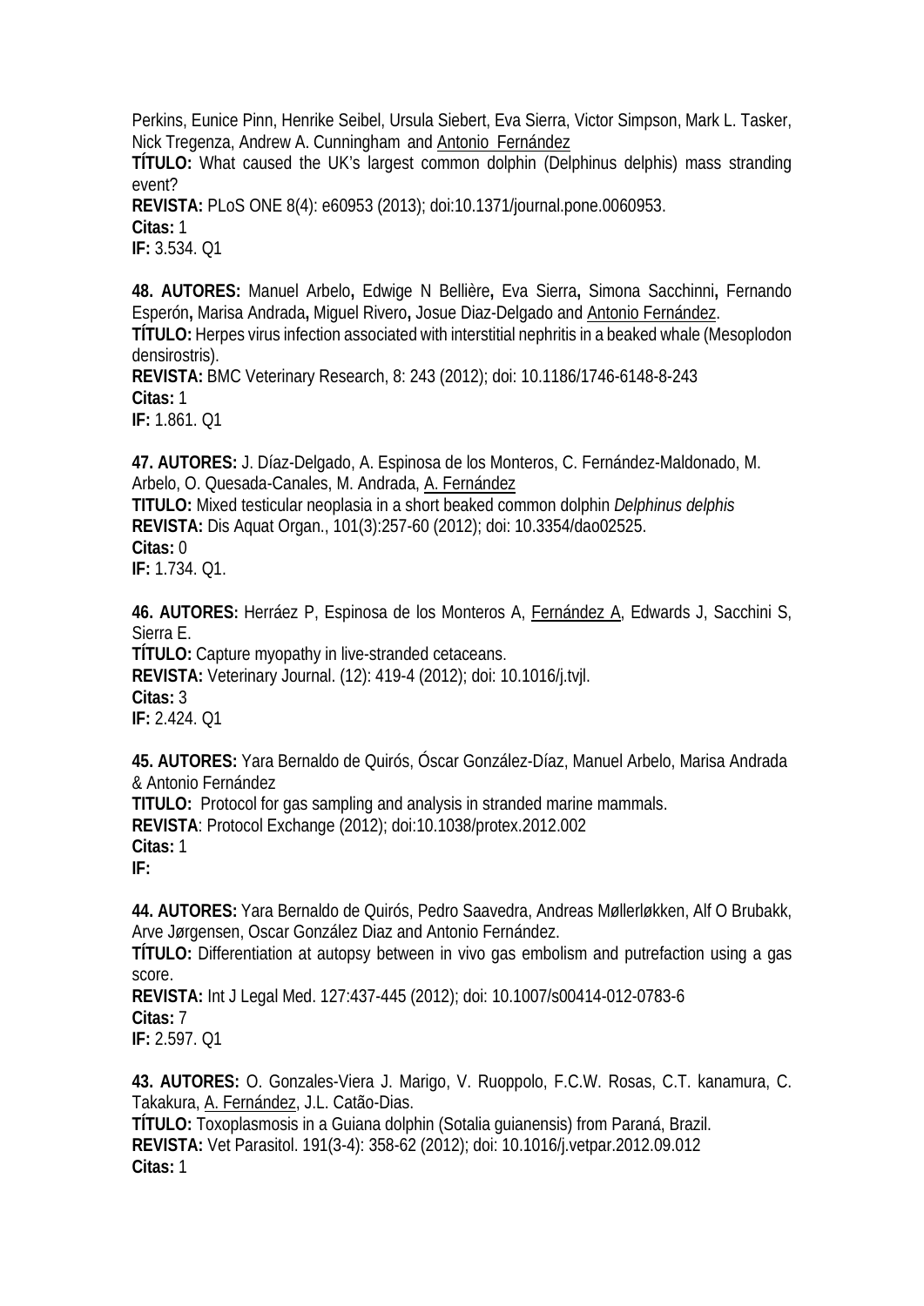Perkins, Eunice Pinn, Henrike Seibel, Ursula Siebert, Eva Sierra, Victor Simpson, Mark L. Tasker, Nick Tregenza, Andrew A. Cunningham and Antonio Fernández

**TÍTULO:** What caused the UK's largest common dolphin (Delphinus delphis) mass stranding event?

**REVISTA:** PLoS ONE 8(4): e60953 (2013); doi:10.1371/journal.pone.0060953.

**Citas:** 1

**IF:** 3.534. Q1

**48. AUTORES:** Manuel Arbelo**,** Edwige N Bellière**,** Eva Sierra**,** Simona Sacchinni**,** Fernando Esperón**,** Marisa Andrada**,** Miguel Rivero**,** Josue Diaz-Delgado and Antonio Fernández.

**TÍTULO:** Herpes virus infection associated with interstitial nephritis in a beaked whale (Mesoplodon densirostris).

**REVISTA:** BMC Veterinary Research, 8: 243 (2012); doi: 10.1186/1746-6148-8-243

**Citas:** 1

**IF:** 1.861. Q1

**47. AUTORES:** J. Díaz-Delgado, A. Espinosa de los Monteros, C. Fernández-Maldonado, M. Arbelo, O. Quesada-Canales, M. Andrada, A. Fernández

**TITULO:** Mixed testicular neoplasia in a short beaked common dolphin *Delphinus delphis*

**REVISTA:** Dis Aquat Organ., 101(3):257-60 (2012); doi: 10.3354/dao02525.

**Citas:** 0

**IF:** 1.734. Q1.

**46. AUTORES:** Herráez P, Espinosa de los Monteros A, Fernández A, Edwards J, Sacchini S, Sierra E.

**TÍTULO:** Capture myopathy in live-stranded cetaceans.

**REVISTA:** Veterinary Journal. (12): 419-4 (2012); doi: 10.1016/j.tvjl.

**Citas:** 3

**IF:** 2.424. Q1

**45. AUTORES:** Yara Bernaldo de Quirós, Óscar González-Díaz, Manuel Arbelo, Marisa Andrada & Antonio Fernández

**TITULO:** Protocol for gas sampling and analysis in stranded marine mammals.

**REVISTA**: Protocol Exchange (2012); doi:10.1038/protex.2012.002

**Citas:** 1

**IF:**

**44. AUTORES:** Yara Bernaldo de Quirós, Pedro Saavedra, Andreas Møllerløkken, Alf O Brubakk, Arve Jørgensen, Oscar González Diaz and Antonio Fernández.

**TÍTULO:** Differentiation at autopsy between in vivo gas embolism and putrefaction using a gas score.

**REVISTA:** Int J Legal Med. 127:437-445 (2012); doi: 10.1007/s00414-012-0783-6

**Citas:** 7

**IF:** 2.597. Q1

**43. AUTORES:** O. Gonzales-Viera J. Marigo, V. Ruoppolo, F.C.W. Rosas, C.T. kanamura, C. Takakura, A. Fernández, J.L. Catão-Dias.

**TÍTULO:** Toxoplasmosis in a Guiana dolphin (Sotalia guianensis) from Paraná, Brazil.

**REVISTA:** Vet Parasitol. 191(3-4): 358-62 (2012); doi: 10.1016/j.vetpar.2012.09.012

**Citas:** 1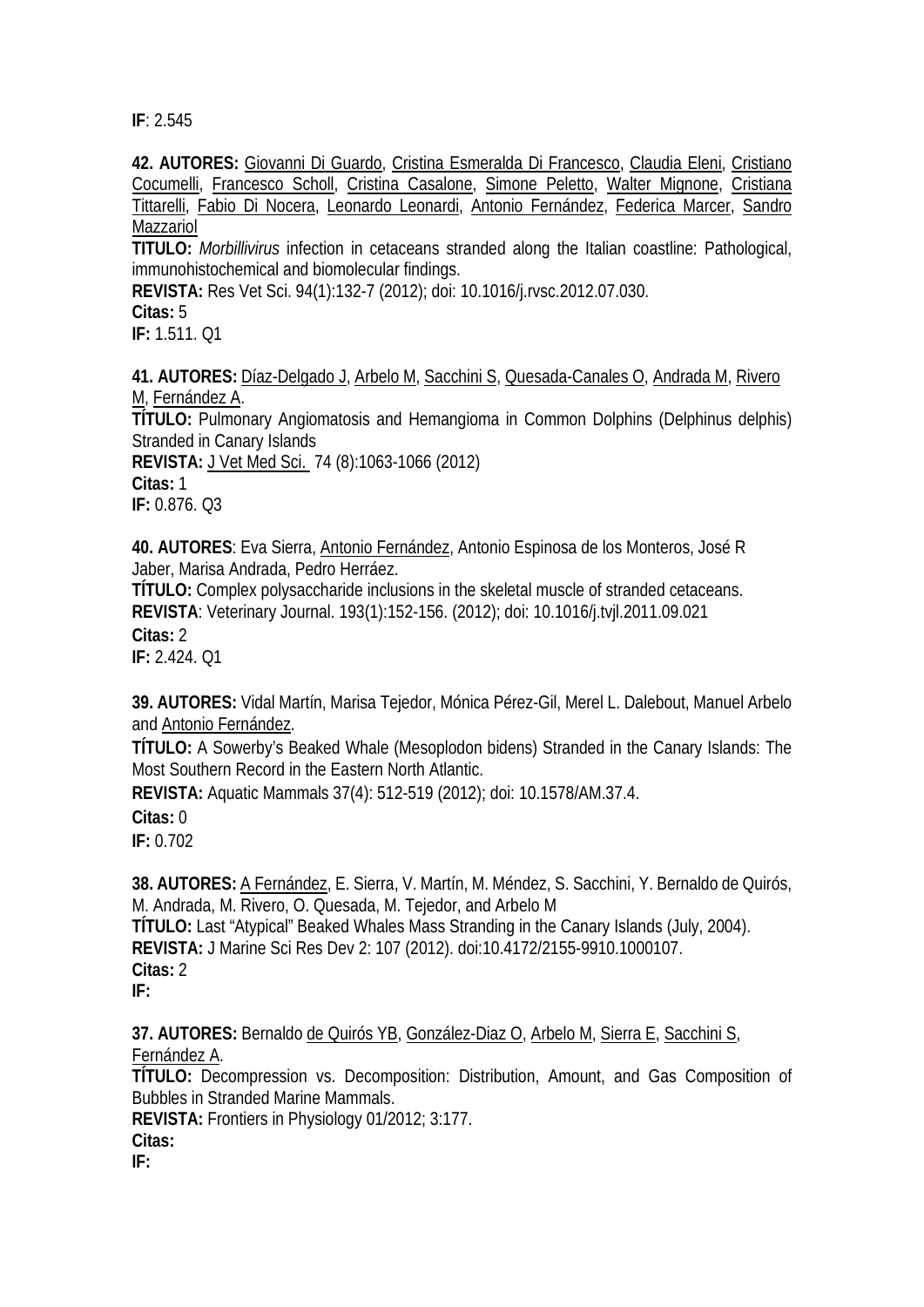**IF**: 2.545

**42. AUTORES:** Giovanni Di Guardo, Cristina Esmeralda Di Francesco, Claudia Eleni, Cristiano Cocumelli, Francesco Scholl, Cristina Casalone, Simone Peletto, Walter Mignone, Cristiana Tittarelli, Fabio Di Nocera, Leonardo Leonardi, Antonio Fernández, Federica Marcer, Sandro Mazzariol

**TITULO:** *Morbillivirus* infection in cetaceans stranded along the Italian coastline: Pathological, immunohistochemical and biomolecular findings.

**REVISTA:** Res Vet Sci. 94(1):132-7 (2012); doi: 10.1016/j.rvsc.2012.07.030.

**Citas:** 5

**IF:** 1.511. Q1

**41. AUTORES:** Díaz-Delgado J, Arbelo M, Sacchini S, Quesada-Canales O, Andrada M, Rivero M, Fernández A.

**TÍTULO:** Pulmonary Angiomatosis and Hemangioma in Common Dolphins (Delphinus delphis) Stranded in Canary Islands

**REVISTA:** J Vet Med Sci. 74 (8):1063-1066 (2012)

**Citas:** 1

**IF:** 0.876. Q3

**40. AUTORES**: Eva Sierra, Antonio Fernández, Antonio Espinosa de los Monteros, José R Jaber, Marisa Andrada, Pedro Herráez.

**TÍTULO:** Complex polysaccharide inclusions in the skeletal muscle of stranded cetaceans.

**REVISTA**: Veterinary Journal. 193(1):152-156. (2012); doi: 10.1016/j.tvjl.2011.09.021

**Citas:** 2

**IF:** 2.424. Q1

**39. AUTORES:** Vidal Martín, Marisa Tejedor, Mónica Pérez-Gil, Merel L. Dalebout, Manuel Arbelo and Antonio Fernández.

**TÍTULO:** A Sowerby's Beaked Whale (Mesoplodon bidens) Stranded in the Canary Islands: The Most Southern Record in the Eastern North Atlantic.

**REVISTA:** Aquatic Mammals 37(4): 512-519 (2012); doi: 10.1578/AM.37.4.

**Citas:** 0

**IF:** 0.702

**38. AUTORES:** A Fernández, E. Sierra, V. Martín, M. Méndez, S. Sacchini, Y. Bernaldo de Quirós, M. Andrada, M. Rivero, O. Quesada, M. Tejedor, and Arbelo M

**TÍTULO:** Last "Atypical" Beaked Whales Mass Stranding in the Canary Islands (July, 2004).

**REVISTA:** J Marine Sci Res Dev 2: 107 (2012). doi:10.4172/2155-9910.1000107.

**Citas:** 2

**IF:**

**37. AUTORES:** Bernaldo de Quirós YB, González-Diaz O, Arbelo M, Sierra E, Sacchini S, Fernández A.

**TÍTULO:** Decompression vs. Decomposition: Distribution, Amount, and Gas Composition of Bubbles in Stranded Marine Mammals.

**REVISTA:** Frontiers in Physiology 01/2012; 3:177.

**Citas:**

**IF:**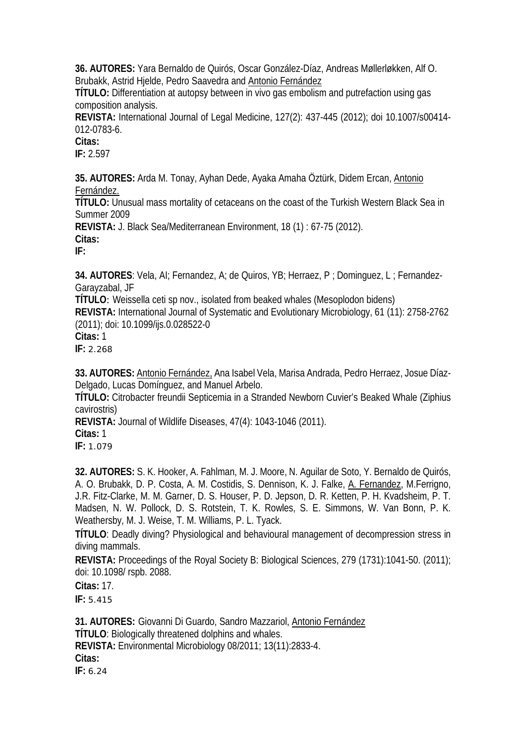**36. AUTORES:** Yara Bernaldo de Quirós, Oscar González-Díaz, Andreas Møllerløkken, Alf O. Brubakk, Astrid Hjelde, Pedro Saavedra and Antonio Fernández

**TÍTULO:** Differentiation at autopsy between in vivo gas embolism and putrefaction using gas composition analysis.

**REVISTA:** International Journal of Legal Medicine, 127(2): 437-445 (2012); doi 10.1007/s00414-012-0783-6.

**Citas:**

**IF:** 2.597

**35. AUTORES:** Arda M. Tonay, Ayhan Dede, Ayaka Amaha Öztürk, Didem Ercan, Antonio Fernández.

**TÍTULO:** Unusual mass mortality of cetaceans on the coast of the Turkish Western Black Sea in Summer 2009

**REVISTA:** J. Black Sea/Mediterranean Environment, 18 (1) : 67-75 (2012).

**Citas:**

**IF:**

**34. AUTORES**: Vela, AI; Fernandez, A; de Quiros, YB; Herraez, P ; Dominguez, L ; Fernandez-Garayzabal, JF

**TÍTULO**: Weissella ceti sp nov., isolated from beaked whales (Mesoplodon bidens)

**REVISTA:** International Journal of Systematic and Evolutionary Microbiology, 61 (11): 2758-2762 (2011); doi: 10.1099/ijs.0.028522-0

**Citas:** 1

**IF:** 2.268

**33. AUTORES:** Antonio Fernández, Ana Isabel Vela, Marisa Andrada, Pedro Herraez, Josue Díaz-Delgado, Lucas Domínguez, and Manuel Arbelo.

**TÍTULO:** Citrobacter freundii Septicemia in a Stranded Newborn Cuvier's Beaked Whale (Ziphius cavirostris)

**REVISTA:** Journal of Wildlife Diseases, 47(4): 1043-1046 (2011).

**Citas:** 1

**IF:** 1.079

**32. AUTORES:** S. K. Hooker, A. Fahlman, M. J. Moore, N. Aguilar de Soto, Y. Bernaldo de Quirós, A. O. Brubakk, D. P. Costa, A. M. Costidis, S. Dennison, K. J. Falke, A. Fernandez, M.Ferrigno, J.R. Fitz-Clarke, M. M. Garner, D. S. Houser, P. D. Jepson, D. R. Ketten, P. H. Kvadsheim, P. T. Madsen, N. W. Pollock, D. S. Rotstein, T. K. Rowles, S. E. Simmons, W. Van Bonn, P. K. Weathersby, M. J. Weise, T. M. Williams, P. L. Tyack.

**TÍTULO**: Deadly diving? Physiological and behavioural management of decompression stress in diving mammals.

**REVISTA:** Proceedings of the Royal Society B: Biological Sciences, 279 (1731):1041-50. (2011); doi: 10.1098/ rspb. 2088.

**Citas:** 17.

**IF:** 5.415

**31. AUTORES:** Giovanni Di Guardo, Sandro Mazzariol, Antonio Fernández

**TÍTULO**: Biologically threatened dolphins and whales.

**REVISTA:** Environmental Microbiology 08/2011; 13(11):2833-4.

**Citas:**

**IF:** 6.24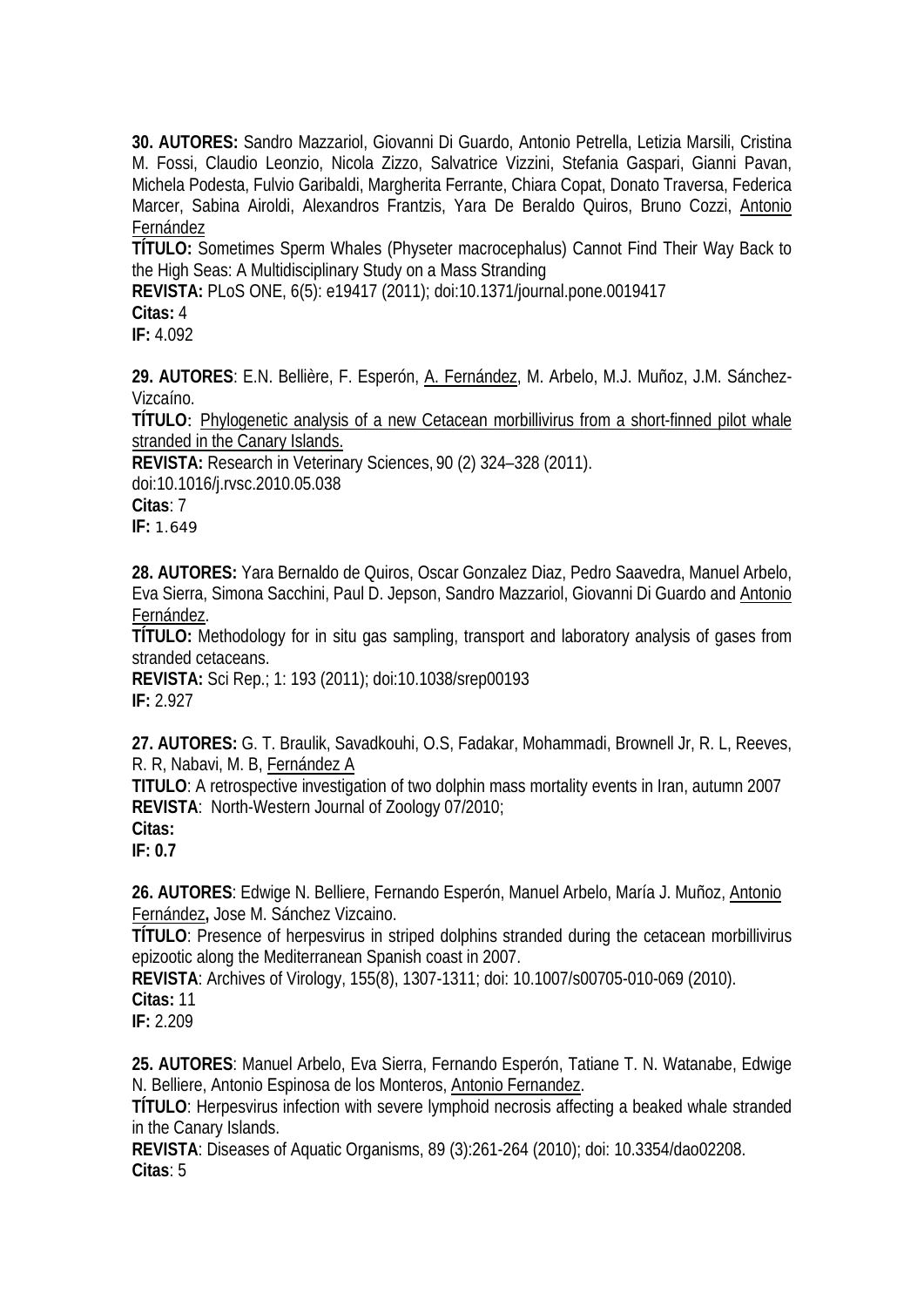**30. AUTORES:** Sandro Mazzariol, Giovanni Di Guardo, Antonio Petrella, Letizia Marsili, Cristina M. Fossi, Claudio Leonzio, Nicola Zizzo, Salvatrice Vizzini, Stefania Gaspari, Gianni Pavan, Michela Podesta, Fulvio Garibaldi, Margherita Ferrante, Chiara Copat, Donato Traversa, Federica Marcer, Sabina Airoldi, Alexandros Frantzis, Yara De Beraldo Quiros, Bruno Cozzi, <u>Antonio Fernández</u>

**TÍTULO:** Sometimes Sperm Whales (Physeter macrocephalus) Cannot Find Their Way Back to the High Seas: A Multidisciplinary Study on a Mass Stranding

**REVISTA:** PLoS ONE, 6(5): e19417 (2011); doi:10.1371/journal.pone.0019417

**Citas:** 4

**IF:** 4.092

**29. AUTORES**: E.N. Bellière, F. Esperón, <u>A. Fernández</u>, M. Arbelo, M.J. Muñoz, J.M. Sánchez-Vizcaíno.

**TÍTULO**: <u>Phylogenetic analysis of a new Cetacean morbillivirus from a short-finned pilot whale stranded in the Canary Islands.</u>

**REVISTA:** Research in Veterinary Sciences, 90 (2) 324–328 (2011).
doi:10.1016/j.rvsc.2010.05.038

**Citas**: 7

**IF:** 1.649

**28. AUTORES:** Yara Bernaldo de Quiros, Oscar Gonzalez Diaz, Pedro Saavedra, Manuel Arbelo, Eva Sierra, Simona Sacchini, Paul D. Jepson, Sandro Mazzariol, Giovanni Di Guardo and <u>Antonio Fernández</u>.

**TÍTULO:** Methodology for in situ gas sampling, transport and laboratory analysis of gases from stranded cetaceans.

**REVISTA:** Sci Rep.; 1: 193 (2011); doi:10.1038/srep00193

**IF:** 2.927

**27. AUTORES:** G. T. Braulik, Savadkouhi, O.S, Fadakar, Mohammadi, Brownell Jr, R. L, Reeves, R. R, Nabavi, M. B, <u>Fernández A</u>

**TITULO**: A retrospective investigation of two dolphin mass mortality events in Iran, autumn 2007

**REVISTA**: North-Western Journal of Zoology 07/2010;

**Citas:**

**IF: 0.7**

**26. AUTORES**: Edwige N. Belliere, Fernando Esperón, Manuel Arbelo, María J. Muñoz, <u>Antonio Fernández</u>**,** Jose M. Sánchez Vizcaino.

**TÍTULO**: Presence of herpesvirus in striped dolphins stranded during the cetacean morbillivirus epizootic along the Mediterranean Spanish coast in 2007.

**REVISTA**: Archives of Virology, 155(8), 1307-1311; doi: 10.1007/s00705-010-069 (2010).

**Citas:** 11

**IF:** 2.209

**25. AUTORES**: Manuel Arbelo, Eva Sierra, Fernando Esperón, Tatiane T. N. Watanabe, Edwige N. Belliere, Antonio Espinosa de los Monteros, <u>Antonio Fernandez</u>.

**TÍTULO**: Herpesvirus infection with severe lymphoid necrosis affecting a beaked whale stranded in the Canary Islands.

**REVISTA**: Diseases of Aquatic Organisms, 89 (3):261-264 (2010); doi: 10.3354/dao02208.

**Citas**: 5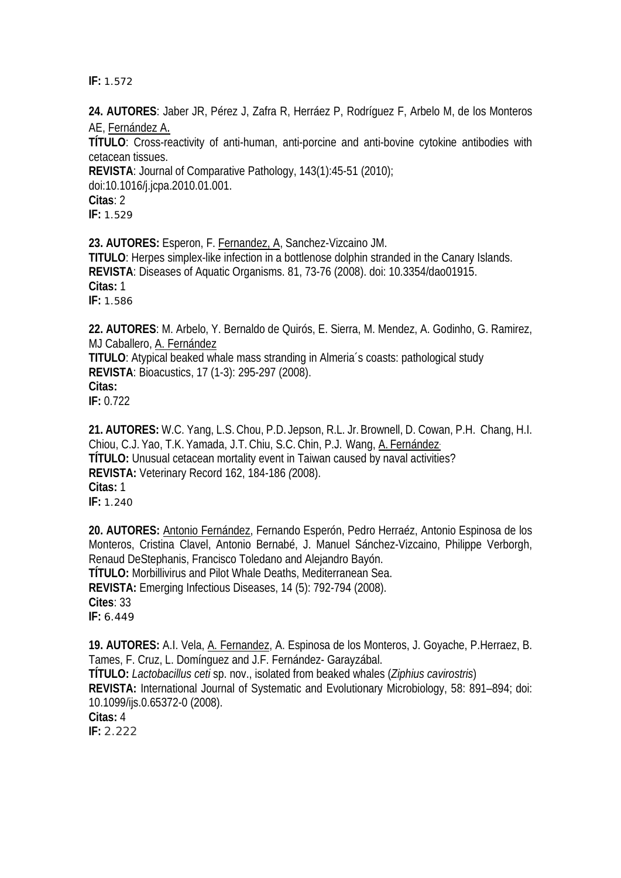**IF:** 1.572

**24. AUTORES**: Jaber JR, Pérez J, Zafra R, Herráez P, Rodríguez F, Arbelo M, de los Monteros AE, Fernández A.
**TÍTULO**: Cross-reactivity of anti-human, anti-porcine and anti-bovine cytokine antibodies with cetacean tissues.
**REVISTA**: Journal of Comparative Pathology, 143(1):45-51 (2010); doi:10.1016/j.jcpa.2010.01.001.
**Citas**: 2
**IF:** 1.529

**23. AUTORES:** Esperon, F. Fernandez, A, Sanchez-Vizcaino JM.
**TITULO**: Herpes simplex-like infection in a bottlenose dolphin stranded in the Canary Islands.
**REVISTA**: Diseases of Aquatic Organisms. 81, 73-76 (2008). doi: 10.3354/dao01915.
**Citas:** 1
**IF:** 1.586

**22. AUTORES**: M. Arbelo, Y. Bernaldo de Quirós, E. Sierra, M. Mendez, A. Godinho, G. Ramirez, MJ Caballero, A. Fernández
**TITULO**: Atypical beaked whale mass stranding in Almeria´s coasts: pathological study
**REVISTA**: Bioacustics, 17 (1-3): 295-297 (2008).
**Citas:**
**IF:** 0.722

**21. AUTORES:** W.C. Yang, L.S. Chou, P.D. Jepson, R.L. Jr. Brownell, D. Cowan, P.H. Chang, H.I. Chiou, C.J. Yao, T.K. Yamada, J.T. Chiu, S.C. Chin, P.J. Wang, A. Fernández.
**TÍTULO:** Unusual cetacean mortality event in Taiwan caused by naval activities?
**REVISTA:** Veterinary Record 162, 184-186 (2008).
**Citas:** 1
**IF:** 1.240

**20. AUTORES:** Antonio Fernández, Fernando Esperón, Pedro Herraéz, Antonio Espinosa de los Monteros, Cristina Clavel, Antonio Bernabé, J. Manuel Sánchez-Vizcaino, Philippe Verborgh, Renaud DeStephanis, Francisco Toledano and Alejandro Bayón.
**TÍTULO:** Morbillivirus and Pilot Whale Deaths, Mediterranean Sea.
**REVISTA:** Emerging Infectious Diseases, 14 (5): 792-794 (2008).
**Cites**: 33
**IF:** 6.449

**19. AUTORES:** A.I. Vela, A. Fernandez, A. Espinosa de los Monteros, J. Goyache, P.Herraez, B. Tames, F. Cruz, L. Domínguez and J.F. Fernández- Garayzábal.
**TÍTULO:** *Lactobacillus ceti* sp. nov., isolated from beaked whales (*Ziphius cavirostris*)
**REVISTA:** International Journal of Systematic and Evolutionary Microbiology, 58: 891–894; doi: 10.1099/ijs.0.65372-0 (2008).
**Citas:** 4
**IF:** 2.222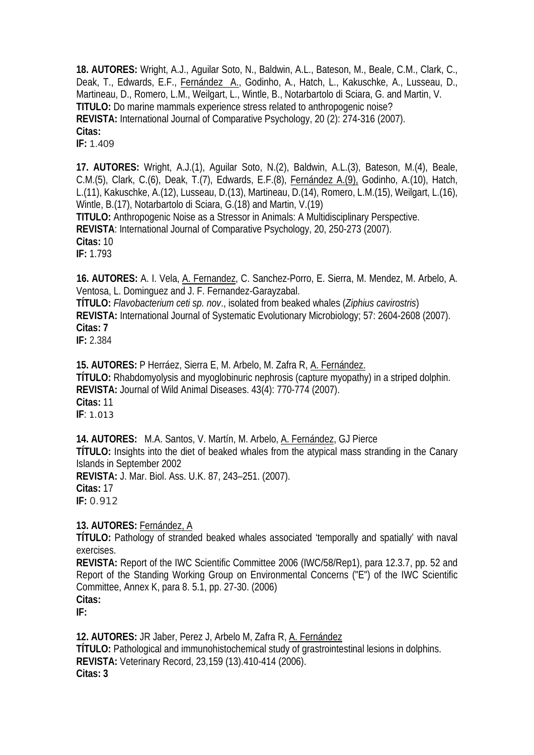**18. AUTORES:** Wright, A.J., Aguilar Soto, N., Baldwin, A.L., Bateson, M., Beale, C.M., Clark, C., Deak, T., Edwards, E.F., Fernández A., Godinho, A., Hatch, L., Kakuschke, A., Lusseau, D., Martineau, D., Romero, L.M., Weilgart, L., Wintle, B., Notarbartolo di Sciara, G. and Martin, V.
**TITULO:** Do marine mammals experience stress related to anthropogenic noise?
**REVISTA:** International Journal of Comparative Psychology, 20 (2): 274-316 (2007).
**Citas:**
**IF:** 1.409

**17. AUTORES:** Wright, A.J.(1), Aguilar Soto, N.(2), Baldwin, A.L.(3), Bateson, M.(4), Beale, C.M.(5), Clark, C.(6), Deak, T.(7), Edwards, E.F.(8), Fernández A.(9), Godinho, A.(10), Hatch, L.(11), Kakuschke, A.(12), Lusseau, D.(13), Martineau, D.(14), Romero, L.M.(15), Weilgart, L.(16), Wintle, B.(17), Notarbartolo di Sciara, G.(18) and Martin, V.(19)
**TITULO:** Anthropogenic Noise as a Stressor in Animals: A Multidisciplinary Perspective.
**REVISTA**: International Journal of Comparative Psychology, 20, 250-273 (2007).
**Citas:** 10
**IF:** 1.793

**16. AUTORES:** A. I. Vela, A. Fernandez, C. Sanchez-Porro, E. Sierra, M. Mendez, M. Arbelo, A. Ventosa, L. Dominguez and J. F. Fernandez-Garayzabal.
**TÍTULO:** *Flavobacterium ceti sp. nov*., isolated from beaked whales (*Ziphius cavirostris*)
**REVISTA:** International Journal of Systematic Evolutionary Microbiology; 57: 2604-2608 (2007).
**Citas: 7**
**IF:** 2.384

**15. AUTORES:** P Herráez, Sierra E, M. Arbelo, M. Zafra R, A. Fernández.
**TÍTULO:** Rhabdomyolysis and myoglobinuric nephrosis (capture myopathy) in a striped dolphin.
**REVISTA:** Journal of Wild Animal Diseases. 43(4): 770-774 (2007).
**Citas:** 11
**IF**: 1.013

**14. AUTORES:** M.A. Santos, V. Martín, M. Arbelo, A. Fernández, GJ Pierce
**TÍTULO:** Insights into the diet of beaked whales from the atypical mass stranding in the Canary Islands in September 2002
**REVISTA:** J. Mar. Biol. Ass. U.K. 87, 243–251. (2007).
**Citas:** 17
**IF:** 0.912

**13. AUTORES:** Fernández, A
**TÍTULO:** Pathology of stranded beaked whales associated 'temporally and spatially' with naval exercises.
**REVISTA:** Report of the IWC Scientific Committee 2006 (IWC/58/Rep1), para 12.3.7, pp. 52 and Report of the Standing Working Group on Environmental Concerns ("E") of the IWC Scientific Committee, Annex K, para 8. 5.1, pp. 27-30. (2006)
**Citas:**
**IF:**

**12. AUTORES:** JR Jaber, Perez J, Arbelo M, Zafra R, A. Fernández
**TÍTULO:** Pathological and immunohistochemical study of grastrointestinal lesions in dolphins.
**REVISTA:** Veterinary Record, 23,159 (13).410-414 (2006).
**Citas: 3**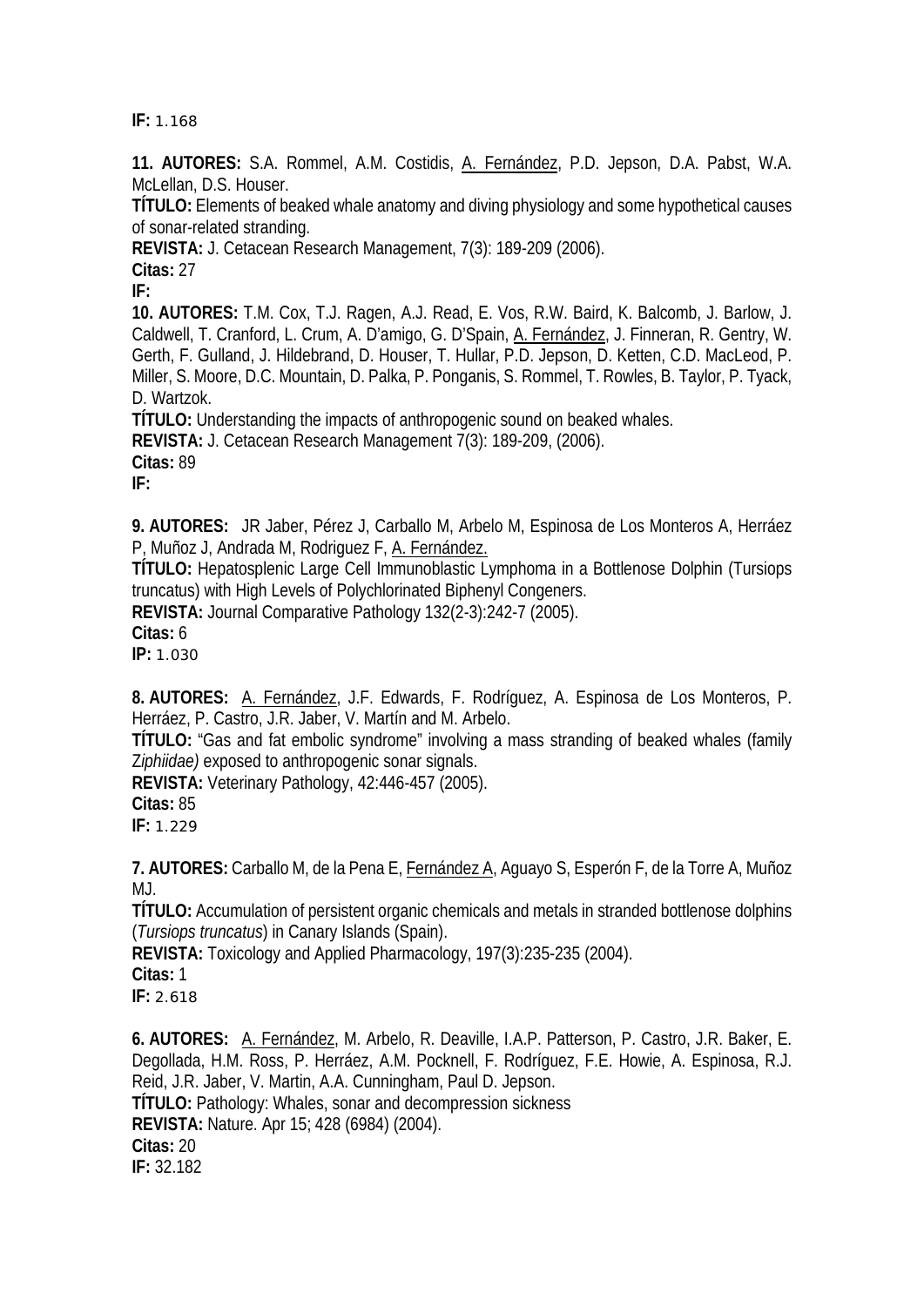**IF:** 1.168

**11. AUTORES:** S.A. Rommel, A.M. Costidis, A. Fernández, P.D. Jepson, D.A. Pabst, W.A. McLellan, D.S. Houser.
**TÍTULO:** Elements of beaked whale anatomy and diving physiology and some hypothetical causes of sonar-related stranding.
**REVISTA:** J. Cetacean Research Management, 7(3): 189-209 (2006).
**Citas:** 27
**IF:**

**10. AUTORES:** T.M. Cox, T.J. Ragen, A.J. Read, E. Vos, R.W. Baird, K. Balcomb, J. Barlow, J. Caldwell, T. Cranford, L. Crum, A. D'amigo, G. D'Spain, A. Fernández, J. Finneran, R. Gentry, W. Gerth, F. Gulland, J. Hildebrand, D. Houser, T. Hullar, P.D. Jepson, D. Ketten, C.D. MacLeod, P. Miller, S. Moore, D.C. Mountain, D. Palka, P. Ponganis, S. Rommel, T. Rowles, B. Taylor, P. Tyack, D. Wartzok.
**TÍTULO:** Understanding the impacts of anthropogenic sound on beaked whales.
**REVISTA:** J. Cetacean Research Management 7(3): 189-209, (2006).
**Citas:** 89
**IF:**

**9. AUTORES:** JR Jaber, Pérez J, Carballo M, Arbelo M, Espinosa de Los Monteros A, Herráez P, Muñoz J, Andrada M, Rodriguez F, A. Fernández.
**TÍTULO:** Hepatosplenic Large Cell Immunoblastic Lymphoma in a Bottlenose Dolphin (Tursiops truncatus) with High Levels of Polychlorinated Biphenyl Congeners.
**REVISTA:** Journal Comparative Pathology 132(2-3):242-7 (2005).
**Citas:** 6
**IP:** 1.030

**8. AUTORES:** A. Fernández, J.F. Edwards, F. Rodríguez, A. Espinosa de Los Monteros, P. Herráez, P. Castro, J.R. Jaber, V. Martín and M. Arbelo.
**TÍTULO:** "Gas and fat embolic syndrome" involving a mass stranding of beaked whales (family *Ziphiidae)* exposed to anthropogenic sonar signals.
**REVISTA:** Veterinary Pathology, 42:446-457 (2005).
**Citas:** 85
**IF:** 1.229

**7. AUTORES:** Carballo M, de la Pena E, Fernández A, Aguayo S, Esperón F, de la Torre A, Muñoz MJ.
**TÍTULO:** Accumulation of persistent organic chemicals and metals in stranded bottlenose dolphins (*Tursiops truncatus*) in Canary Islands (Spain).
**REVISTA:** Toxicology and Applied Pharmacology, 197(3):235-235 (2004).
**Citas:** 1
**IF:** 2.618

**6. AUTORES:** A. Fernández, M. Arbelo, R. Deaville, I.A.P. Patterson, P. Castro, J.R. Baker, E. Degollada, H.M. Ross, P. Herráez, A.M. Pocknell, F. Rodríguez, F.E. Howie, A. Espinosa, R.J. Reid, J.R. Jaber, V. Martin, A.A. Cunningham, Paul D. Jepson.
**TÍTULO:** Pathology: Whales, sonar and decompression sickness
**REVISTA:** Nature. Apr 15; 428 (6984) (2004).
**Citas:** 20
**IF:** 32.182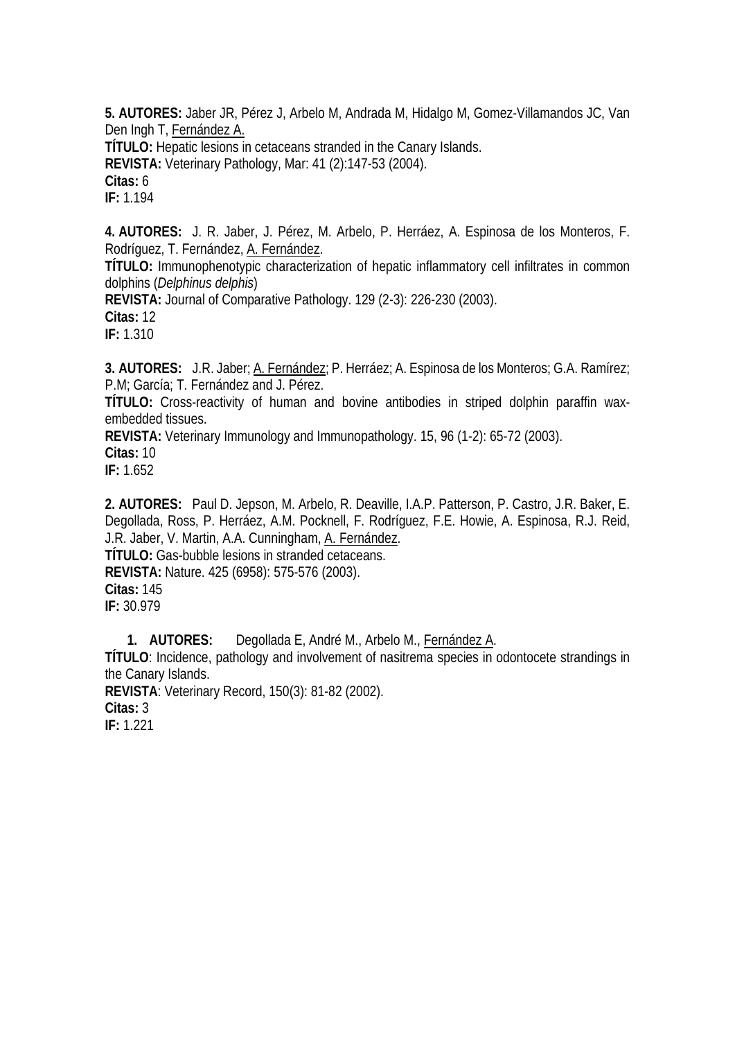**5. AUTORES:** Jaber JR, Pérez J, Arbelo M, Andrada M, Hidalgo M, Gomez-Villamandos JC, Van Den Ingh T, <u>Fernández A.</u>
**TÍTULO:** Hepatic lesions in cetaceans stranded in the Canary Islands.
**REVISTA:** Veterinary Pathology, Mar: 41 (2):147-53 (2004).
**Citas:** 6
**IF:** 1.194

**4. AUTORES:** J. R. Jaber, J. Pérez, M. Arbelo, P. Herráez, A. Espinosa de los Monteros, F. Rodríguez, T. Fernández, <u>A. Fernández</u>.
**TÍTULO:** Immunophenotypic characterization of hepatic inflammatory cell infiltrates in common dolphins (*Delphinus delphis*)
**REVISTA:** Journal of Comparative Pathology. 129 (2-3): 226-230 (2003).
**Citas:** 12
**IF:** 1.310

**3. AUTORES:** J.R. Jaber; <u>A. Fernández</u>; P. Herráez; A. Espinosa de los Monteros; G.A. Ramírez; P.M; García; T. Fernández and J. Pérez.
**TÍTULO:** Cross-reactivity of human and bovine antibodies in striped dolphin paraffin wax-embedded tissues.
**REVISTA:** Veterinary Immunology and Immunopathology. 15, 96 (1-2): 65-72 (2003).
**Citas:** 10
**IF:** 1.652

**2. AUTORES:** Paul D. Jepson, M. Arbelo, R. Deaville, I.A.P. Patterson, P. Castro, J.R. Baker, E. Degollada, Ross, P. Herráez, A.M. Pocknell, F. Rodríguez, F.E. Howie, A. Espinosa, R.J. Reid, J.R. Jaber, V. Martin, A.A. Cunningham, <u>A. Fernández</u>.
**TÍTULO:** Gas-bubble lesions in stranded cetaceans.
**REVISTA:** Nature. 425 (6958): 575-576 (2003).
**Citas:** 145
**IF:** 30.979

**1. AUTORES:** Degollada E, André M., Arbelo M., <u>Fernández A</u>.
**TÍTULO**: Incidence, pathology and involvement of nasitrema species in odontocete strandings in the Canary Islands.
**REVISTA**: Veterinary Record, 150(3): 81-82 (2002).
**Citas:** 3
**IF:** 1.221